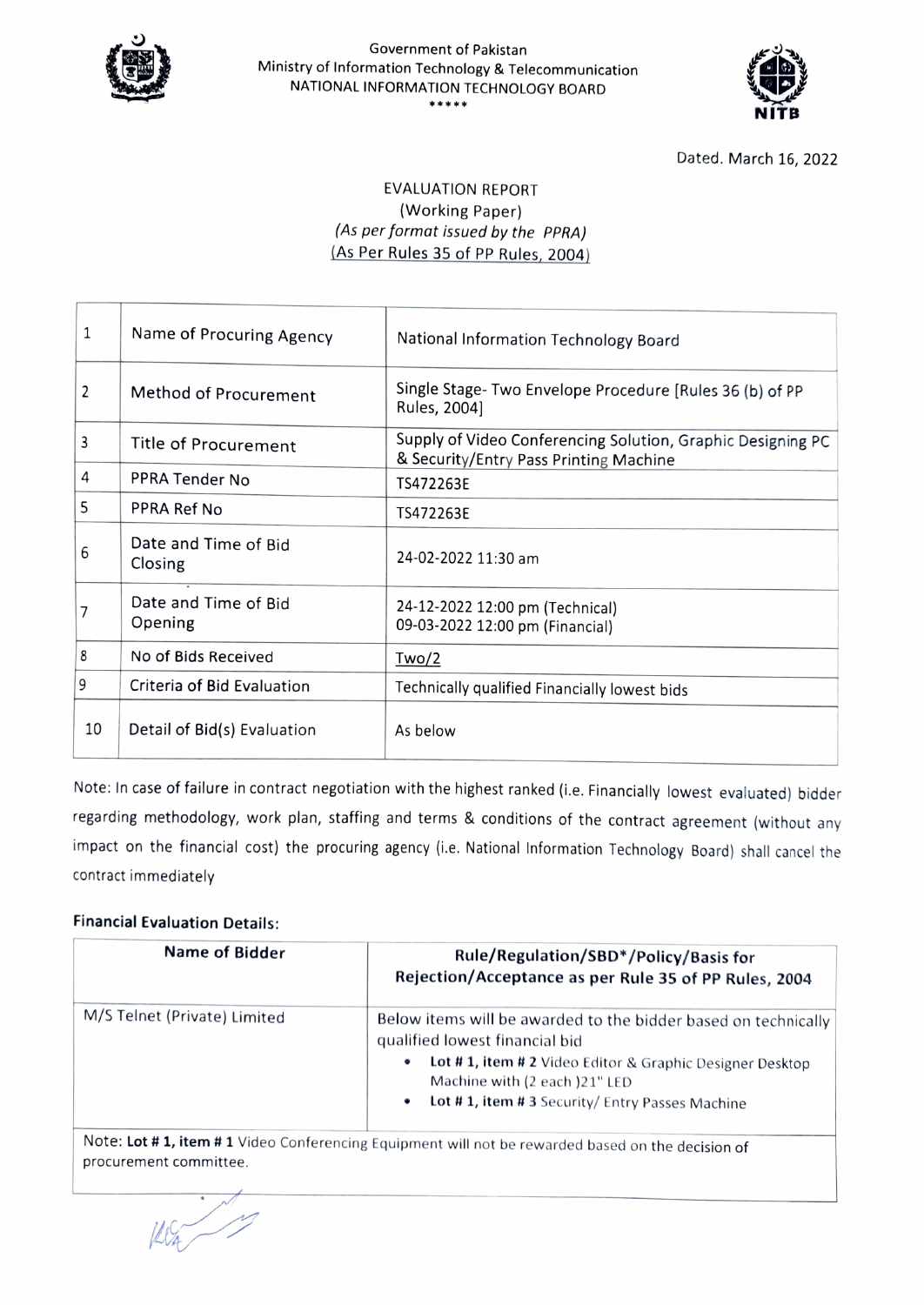Government of Pakistan
Ministry of Information Technology & Telecommunication
NATIONAL INFORMATION TECHNOLOGY BOARD
\*\*\*\*\*

Dated. March 16, 2022

# EVALUATION REPORT
(Working Paper)
*(As per format issued by the PPRA)*
(As Per Rules 35 of PP Rules, 2004)

| 1 | Name of Procuring Agency | National Information Technology Board |
|---|---|---|
| 2 | Method of Procurement | Single Stage- Two Envelope Procedure [Rules 36 (b) of PP Rules, 2004] |
| 3 | Title of Procurement | Supply of Video Conferencing Solution, Graphic Designing PC & Security/Entry Pass Printing Machine |
| 4 | PPRA Tender No | TS472263E |
| 5 | PPRA Ref No | TS472263E |
| 6 | Date and Time of Bid Closing | 24-02-2022 11:30 am |
| 7 | Date and Time of Bid Opening | 24-12-2022 12:00 pm (Technical)<br>09-03-2022 12:00 pm (Financial) |
| 8 | No of Bids Received | Two/2 |
| 9 | Criteria of Bid Evaluation | Technically qualified Financially lowest bids |
| 10 | Detail of Bid(s) Evaluation | As below |

Note: In case of failure in contract negotiation with the highest ranked (i.e. Financially lowest evaluated) bidder regarding methodology, work plan, staffing and terms & conditions of the contract agreement (without any impact on the financial cost) the procuring agency (i.e. National Information Technology Board) shall cancel the contract immediately

**Financial Evaluation Details:**

| Name of Bidder | Rule/Regulation/SBD\*/Policy/Basis for Rejection/Acceptance as per Rule 35 of PP Rules, 2004 |
|---|---|
| M/S Telnet (Private) Limited | Below items will be awarded to the bidder based on technically qualified lowest financial bid<br>• **Lot # 1, item # 2** Video Editor & Graphic Designer Desktop Machine with (2 each )21" LED<br>• **Lot # 1, item # 3** Security/ Entry Passes Machine |
| Note: **Lot # 1, item # 1** Video Conferencing Equipment will not be rewarded based on the decision of procurement committee. | |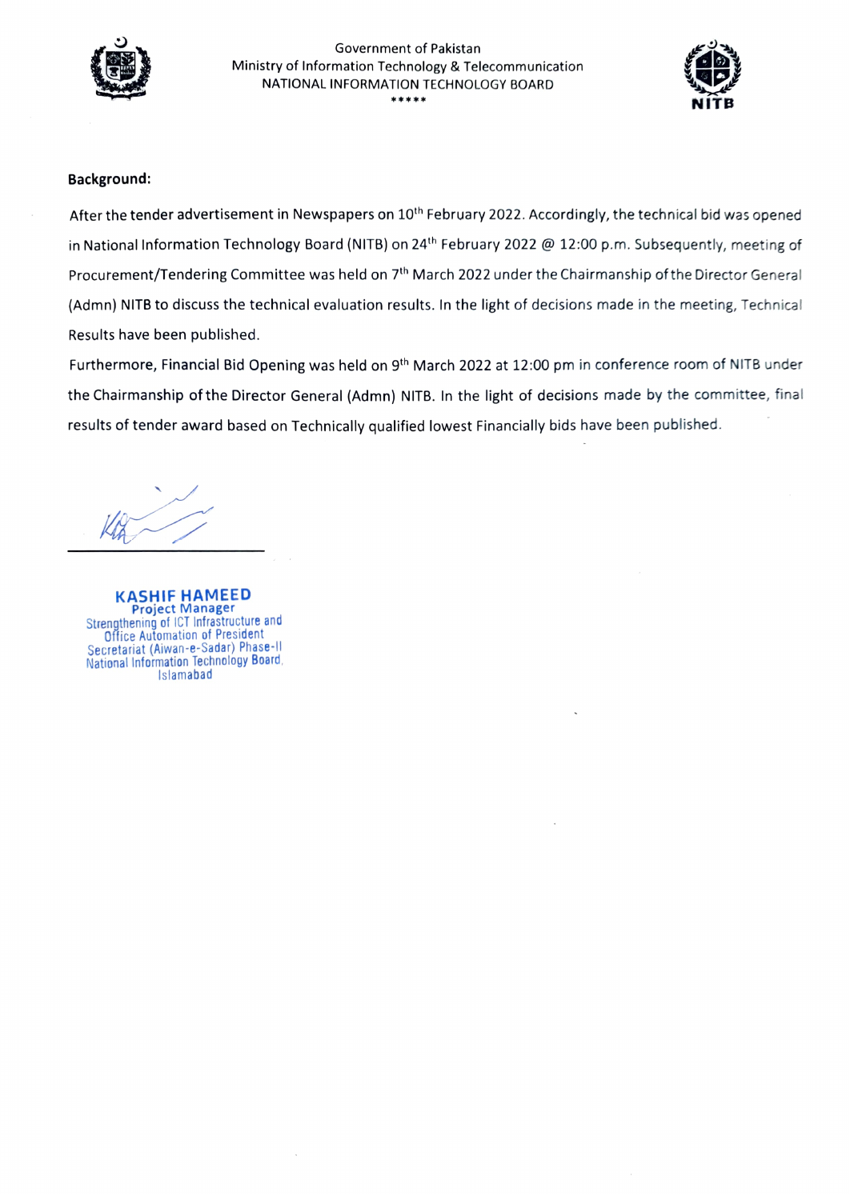Government of Pakistan
Ministry of Information Technology & Telecommunication
NATIONAL INFORMATION TECHNOLOGY BOARD
*****

**Background:**

After the tender advertisement in Newspapers on 10th February 2022. Accordingly, the technical bid was opened in National Information Technology Board (NITB) on 24th February 2022 @ 12:00 p.m. Subsequently, meeting of Procurement/Tendering Committee was held on 7th March 2022 under the Chairmanship of the Director General (Admn) NITB to discuss the technical evaluation results. In the light of decisions made in the meeting, Technical Results have been published.

Furthermore, Financial Bid Opening was held on 9th March 2022 at 12:00 pm in conference room of NITB under the Chairmanship of the Director General (Admn) NITB. In the light of decisions made by the committee, final results of tender award based on Technically qualified lowest Financially bids have been published.

**KASHIF HAMEED**
Project Manager
Strengthening of ICT Infrastructure and Office Automation of President Secretariat (Aiwan-e-Sadar) Phase-II
National Information Technology Board, Islamabad